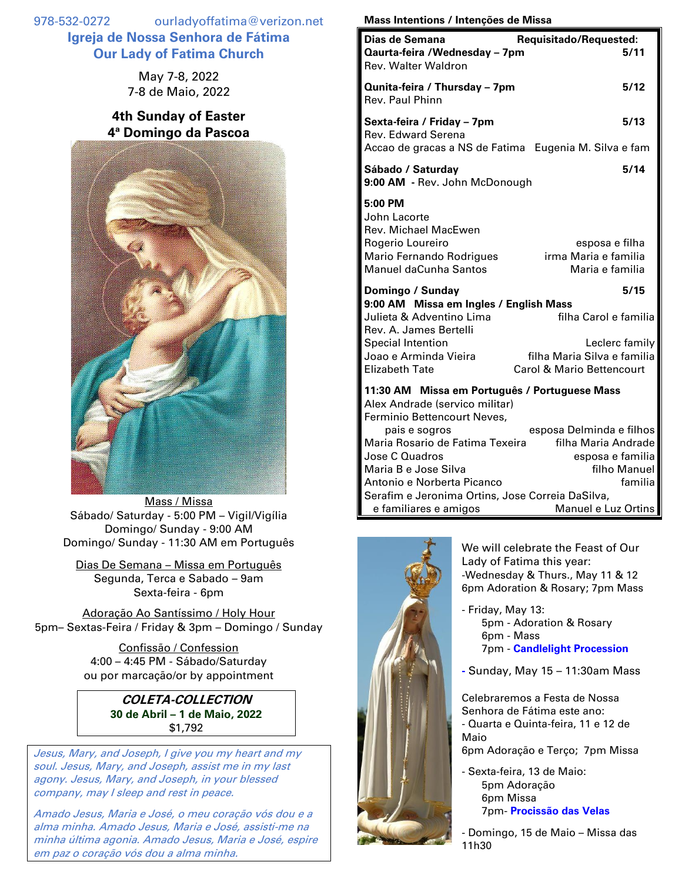978-532-0272 ourladyoffatima@verizon.net

## Igreja de Nossa Senhora de Fátima
## Our Lady of Fatima Church

May 7-8, 2022
7-8 de Maio, 2022

### 4th Sunday of Easter
### 4ª Domingo da Pascoa

Mass / Missa
Sábado/ Saturday - 5:00 PM – Vigil/Vigília
Domingo/ Sunday - 9:00 AM
Domingo/ Sunday - 11:30 AM em Português

Dias De Semana – Missa em Português
Segunda, Terca e Sabado – 9am
Sexta-feira - 6pm

Adoração Ao Santíssimo / Holy Hour
5pm– Sextas-Feira / Friday & 3pm – Domingo / Sunday

Confissão / Confession
4:00 – 4:45 PM - Sábado/Saturday
ou por marcação/or by appointment

***COLETA-COLLECTION***
**30 de Abril – 1 de Maio, 2022**
$1,792

*Jesus, Mary, and Joseph, I give you my heart and my soul. Jesus, Mary, and Joseph, assist me in my last agony. Jesus, Mary, and Joseph, in your blessed company, may I sleep and rest in peace.*

*Amado Jesus, Maria e José, o meu coração vós dou e a alma minha. Amado Jesus, Maria e José, assisti-me na minha última agonia. Amado Jesus, Maria e José, espire em paz o coração vós dou a alma minha.*

**Mass Intentions / Intenções de Missa**

| **Dias de Semana** | **Requisitado/Requested:** |
|---|---|
| **Qaurta-feira /Wednesday – 7pm** | **5/11** |
| Rev. Walter Waldron | |
| **Qunita-feira / Thursday – 7pm** | **5/12** |
| Rev. Paul Phinn | |
| **Sexta-feira / Friday – 7pm** | **5/13** |
| Rev. Edward Serena | |
| Accao de gracas a NS de Fatima | Eugenia M. Silva e fam |
| **Sábado / Saturday** | **5/14** |
| **9:00 AM** - Rev. John McDonough | |
| **5:00 PM** | |
| John Lacorte | |
| Rev. Michael MacEwen | |
| Rogerio Loureiro | esposa e filha |
| Mario Fernando Rodrigues | irma Maria e familia |
| Manuel daCunha Santos | Maria e familia |
| **Domingo / Sunday** | **5/15** |
| **9:00 AM Missa em Ingles / English Mass** | |
| Julieta & Adventino Lima | filha Carol e familia |
| Rev. A. James Bertelli | |
| Special Intention | Leclerc family |
| Joao e Arminda Vieira | filha Maria Silva e familia |
| Elizabeth Tate | Carol & Mario Bettencourt |
| **11:30 AM Missa em Português / Portuguese Mass** | |
| Alex Andrade (servico militar) | |
| Ferminio Bettencourt Neves, pais e sogros | esposa Delminda e filhos |
| Maria Rosario de Fatima Texeira | filha Maria Andrade |
| Jose C Quadros | esposa e familia |
| Maria B e Jose Silva | filho Manuel |
| Antonio e Norberta Picanco | familia |
| Serafim e Jeronima Ortins, Jose Correia DaSilva, e familiares e amigos | Manuel e Luz Ortins |

We will celebrate the Feast of Our Lady of Fatima this year:
-Wednesday & Thurs., May 11 & 12
6pm Adoration & Rosary; 7pm Mass

- Friday, May 13:
  5pm - Adoration & Rosary
  6pm - Mass
  7pm - **Candlelight Procession**

- Sunday, May 15 – 11:30am Mass

Celebraremos a Festa de Nossa Senhora de Fátima este ano:
- Quarta e Quinta-feira, 11 e 12 de Maio
6pm Adoração e Terço; 7pm Missa

- Sexta-feira, 13 de Maio:
  5pm Adoração
  6pm Missa
  7pm- **Procissão das Velas**

- Domingo, 15 de Maio – Missa das 11h30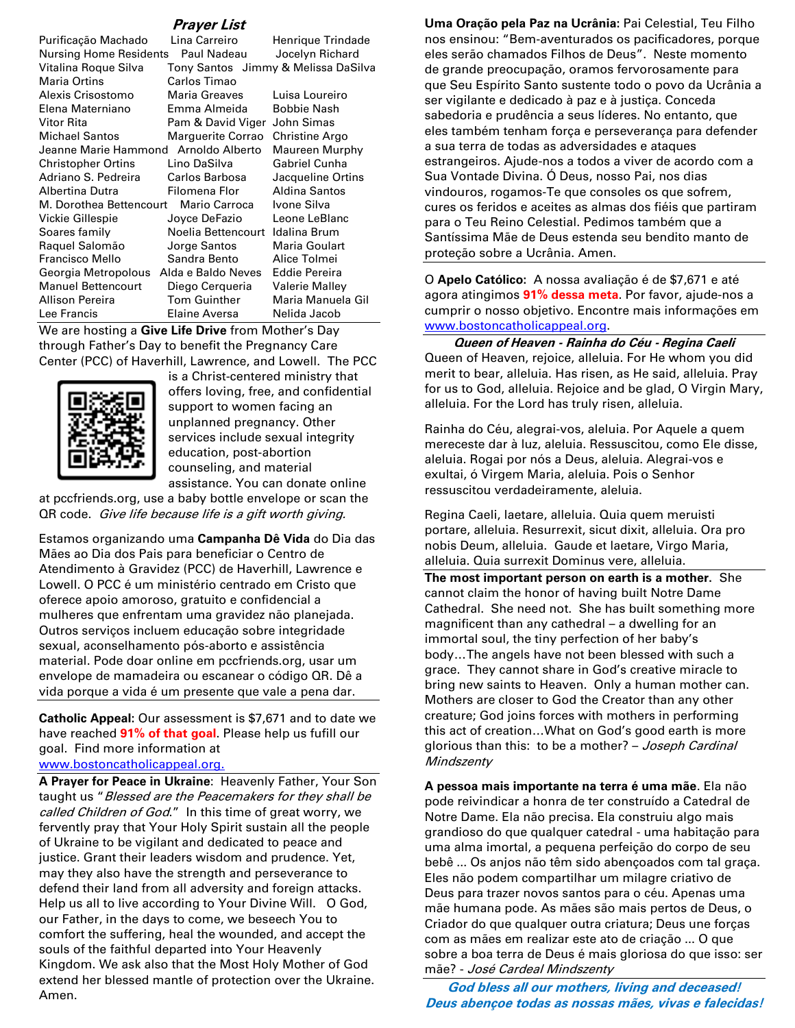## Prayer List

| | | |
|---|---|---|
| Purificação Machado | Lina Carreiro | Henrique Trindade |
| Nursing Home Residents | Paul Nadeau | Jocelyn Richard |
| Vitalina Roque Silva | Tony Santos | Jimmy & Melissa DaSilva |
| Maria Ortins | Carlos Timao | |
| Alexis Crisostomo | Maria Greaves | Luisa Loureiro |
| Elena Materniano | Emma Almeida | Bobbie Nash |
| Vitor Rita | Pam & David Viger | John Simas |
| Michael Santos | Marguerite Corrao | Christine Argo |
| Jeanne Marie Hammond | Arnoldo Alberto | Maureen Murphy |
| Christopher Ortins | Lino DaSilva | Gabriel Cunha |
| Adriano S. Pedreira | Carlos Barbosa | Jacqueline Ortins |
| Albertina Dutra | Filomena Flor | Aldina Santos |
| M. Dorothea Bettencourt | Mario Carroca | Ivone Silva |
| Vickie Gillespie | Joyce DeFazio | Leone LeBlanc |
| Soares family | Noelia Bettencourt | Idalina Brum |
| Raquel Salomão | Jorge Santos | Maria Goulart |
| Francisco Mello | Sandra Bento | Alice Tolmei |
| Georgia Metropolous | Alda e Baldo Neves | Eddie Pereira |
| Manuel Bettencourt | Diego Cerqueria | Valerie Malley |
| Allison Pereira | Tom Guinther | Maria Manuela Gil |
| Lee Francis | Elaine Aversa | Nelida Jacob |

We are hosting a **Give Life Drive** from Mother's Day through Father's Day to benefit the Pregnancy Care Center (PCC) of Haverhill, Lawrence, and Lowell. The PCC is a Christ-centered ministry that offers loving, free, and confidential support to women facing an unplanned pregnancy. Other services include sexual integrity education, post-abortion counseling, and material assistance. You can donate online at pccfriends.org, use a baby bottle envelope or scan the QR code. *Give life because life is a gift worth giving.*

Estamos organizando uma **Campanha Dê Vida** do Dia das Mães ao Dia dos Pais para beneficiar o Centro de Atendimento à Gravidez (PCC) de Haverhill, Lawrence e Lowell. O PCC é um ministério centrado em Cristo que oferece apoio amoroso, gratuito e confidencial a mulheres que enfrentam uma gravidez não planejada. Outros serviços incluem educação sobre integridade sexual, aconselhamento pós-aborto e assistência material. Pode doar online em pccfriends.org, usar um envelope de mamadeira ou escanear o código QR. Dê a vida porque a vida é um presente que vale a pena dar.

**Catholic Appeal**: Our assessment is $7,671 and to date we have reached **91% of that goal**. Please help us fulfill our goal. Find more information at www.bostoncatholicappeal.org.

**A Prayer for Peace in Ukraine**: Heavenly Father, Your Son taught us "*Blessed are the Peacemakers for they shall be called Children of God*." In this time of great worry, we fervently pray that Your Holy Spirit sustain all the people of Ukraine to be vigilant and dedicated to peace and justice. Grant their leaders wisdom and prudence. Yet, may they also have the strength and perseverance to defend their land from all adversity and foreign attacks. Help us all to live according to Your Divine Will. O God, our Father, in the days to come, we beseech You to comfort the suffering, heal the wounded, and accept the souls of the faithful departed into Your Heavenly Kingdom. We ask also that the Most Holy Mother of God extend her blessed mantle of protection over the Ukraine. Amen.

**Uma Oração pela Paz na Ucrânia**: Pai Celestial, Teu Filho nos ensinou: "Bem-aventurados os pacificadores, porque eles serão chamados Filhos de Deus". Neste momento de grande preocupação, oramos fervorosamente para que Seu Espírito Santo sustente todo o povo da Ucrânia a ser vigilante e dedicado à paz e à justiça. Conceda sabedoria e prudência a seus líderes. No entanto, que eles também tenham força e perseverança para defender a sua terra de todas as adversidades e ataques estrangeiros. Ajude-nos a todos a viver de acordo com a Sua Vontade Divina. Ó Deus, nosso Pai, nos dias vindouros, rogamos-Te que consoles os que sofrem, cures os feridos e aceites as almas dos fiéis que partiram para o Teu Reino Celestial. Pedimos também que a Santíssima Mãe de Deus estenda seu bendito manto de proteção sobre a Ucrânia. Amen.

O **Apelo Católico:** A nossa avaliação é de $7,671 e até agora atingimos **91% dessa meta**. Por favor, ajude-nos a cumprir o nosso objetivo. Encontre mais informações em www.bostoncatholicappeal.org.

***Queen of Heaven - Rainha do Céu - Regina Caeli***

Queen of Heaven, rejoice, alleluia. For He whom you did merit to bear, alleluia. Has risen, as He said, alleluia. Pray for us to God, alleluia. Rejoice and be glad, O Virgin Mary, alleluia. For the Lord has truly risen, alleluia.

Rainha do Céu, alegrai-vos, aleluia. Por Aquele a quem mereceste dar à luz, aleluia. Ressuscitou, como Ele disse, aleluia. Rogai por nós a Deus, aleluia. Alegrai-vos e exultai, ó Virgem Maria, aleluia. Pois o Senhor ressuscitou verdadeiramente, aleluia.

Regina Caeli, laetare, alleluia. Quia quem meruisti portare, alleluia. Resurrexit, sicut dixit, alleluia. Ora pro nobis Deum, alleluia. Gaude et laetare, Virgo Maria, alleluia. Quia surrexit Dominus vere, alleluia.

**The most important person on earth is a mother.** She cannot claim the honor of having built Notre Dame Cathedral. She need not. She has built something more magnificent than any cathedral – a dwelling for an immortal soul, the tiny perfection of her baby's body…The angels have not been blessed with such a grace. They cannot share in God's creative miracle to bring new saints to Heaven. Only a human mother can. Mothers are closer to God the Creator than any other creature; God joins forces with mothers in performing this act of creation…What on God's good earth is more glorious than this: to be a mother? – *Joseph Cardinal Mindszenty*

**A pessoa mais importante na terra é uma mãe**. Ela não pode reivindicar a honra de ter construído a Catedral de Notre Dame. Ela não precisa. Ela construiu algo mais grandioso do que qualquer catedral - uma habitação para uma alma imortal, a pequena perfeição do corpo de seu bebê ... Os anjos não têm sido abençoados com tal graça. Eles não podem compartilhar um milagre criativo de Deus para trazer novos santos para o céu. Apenas uma mãe humana pode. As mães são mais pertos de Deus, o Criador do que qualquer outra criatura; Deus une forças com as mães em realizar este ato de criação ... O que sobre a boa terra de Deus é mais gloriosa do que isso: ser mãe? - *José Cardeal Mindszenty*

***God bless all our mothers, living and deceased!***
***Deus abençoe todas as nossas mães, vivas e falecidas!***